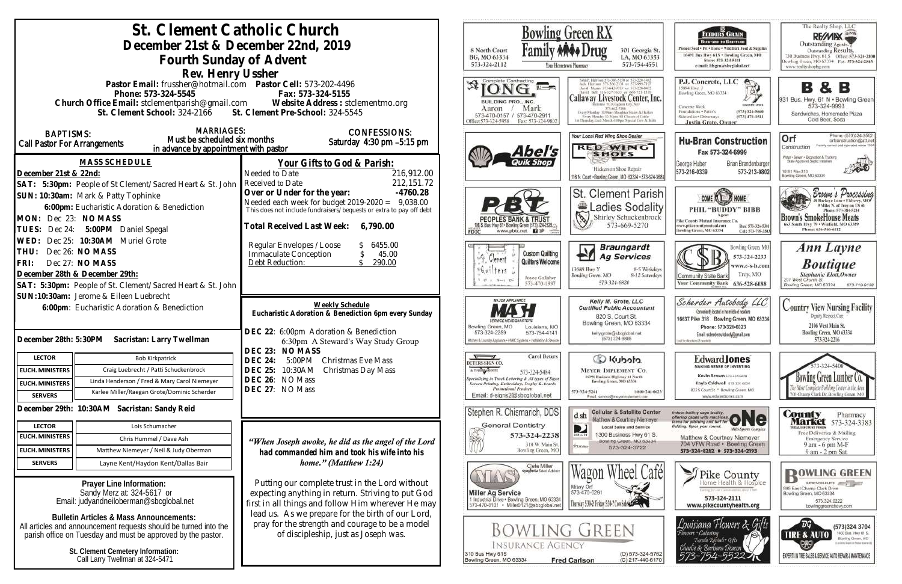# St. Clement Catholic Church

## December 21st & December 22nd, 2019

## Fourth Sunday of Advent

### Rev. Henry Ussher

**Pastor Email:** frussher@hotmail.com **Pastor Cell:** 573-202-4496
**Phone:** 573-324-5545 **Fax:** 573-324-5155
**Church Office Email:** stclementparish@gmail.com **Website Address:** stclementmo.org
**St. Clement School:** 324-2166 **St. Clement Pre-School:** 324-5545

**BAPTISMS:** Call Pastor For Arrangements

**MARRIAGES:** Must be scheduled six months in advance by appointment with pastor

**CONFESSIONS:** Saturday 4:30 pm –5:15 pm

### MASS SCHEDULE

**December 21st & 22nd:**
**SAT: 5:30pm:** People of St Clement/Sacred Heart & St. John
**SUN: 10:30am:** Mark & Patty Tophinke
**6:00pm:** Eucharistic Adoration & Benediction
**MON:** Dec 23: **NO MASS**
**TUES:** Dec 24: **5:00PM** Daniel Spegal
**WED:** Dec 25: **10:30AM** Muriel Grote
**THU:** Dec 26: **NO MASS**
**FRI:** Dec 27: **NO MASS**
**December 28th & December 29th:**
**SAT: 5:30pm:** People of St. Clement/Sacred Heart & St. John
**SUN:10:30am:** Jerome & Eileen Luebrecht
**6:00pm**: Eucharistic Adoration & Benediction

**December 28th: 5:30PM Sacristan: Larry Twellman**

| | |
|---|---|
| LECTOR | Bob Kirkpatrick |
| EUCH. MINISTERS | Craig Luebrecht / Patti Schuckenbrock |
| EUCH. MINISTERS | Linda Henderson / Fred & Mary Carol Niemeyer |
| SERVERS | Karlee Miller/Raegan Grote/Dominic Scherder |

**December 29th: 10:30AM Sacristan: Sandy Reid**

| | |
|---|---|
| LECTOR | Lois Schumacher |
| EUCH. MINISTERS | Chris Hummel / Dave Ash |
| EUCH. MINISTERS | Matthew Niemeyer / Neil & Judy Oberman |
| SERVERS | Layne Kent/Haydon Kent/Dallas Bair |

**Prayer Line Information:**
Sandy Merz at: 324-5617 or
Email: judyandneiloberman@sbcglobal.net

**Bulletin Articles & Mass Announcements:**
All articles and announcement requests should be turned into the parish office on Tuesday and must be approved by the pastor.

**St. Clement Cemetery Information:**
Call Larry Twellman at 324-5471

### Your Gifts to God & Parish:

| | |
|---|---|
| Needed to Date | 216,912.00 |
| Received to Date | 212,151.72 |
| **Over or Under for the year:** | **-4760.28** |

Needed each week for budget 2019-2020 = 9,038.00
This does not include fundraisers/bequests or extra to pay off debt

**Total Received Last Week: 6,790.00**

| | |
|---|---|
| Regular Envelopes / Loose | $ 6455.00 |
| Immaculate Conception | $ 45.00 |
| Debt Reduction: | $ 290.00 |

### Weekly Schedule

**Eucharistic Adoration & Benediction 6pm every Sunday**

**DEC 22**: 6:00pm Adoration & Benediction
6:30pm A Steward's Way Study Group
**DEC 23: NO MASS**
**DEC 24:** 5:00PM Christmas Eve Mass
**DEC 25:** 10:30AM Christmas Day Mass
**DEC 26**: NO Mass
**DEC 27**: NO Mass

*"When Joseph awoke, he did as the angel of the Lord had commanded him and took his wife into his home." (Matthew 1:24)*

Putting our complete trust in the Lord without expecting anything in return. Striving to put God first in all things and follow Him wherever He may lead us. As we prepare for the birth of our Lord, pray for the strength and courage to be a model of discipleship, just as Joseph was.

---

Bowling Green RX — 8 North Court, BG, MO 63334, 573-324-2112 — Family Drug, Your Hometown Pharmacy — 301 Georgia St., LA, MO 63353, 573-754-4551

Feeders Grain — Backyard to Barnyard — Pioneer Seed • Pet • Horse • Wild Bird Feed & Supplies — 16491 Bus Hwy 61N • Bowling Green, MO — Store: 573-324-5411 — e-mail: fdsgrn@sbcglobal.net

The Realty Shop, LLC — RE/MAX — Outstanding Agents. Outstanding Results. — 730 Business Hwy. 61 S Bowling Green, MO 63334 — Office: 573-324-2800 Fax: 573-324-2863 — www.realtyshopbg.com

Complete Contracting — Long — Building Pro., Inc. — Aaron / Mark — 573-470-0157 / 573-470-2911 — Office: 573-324-5958 Fax: 573-324-9802

Callaway Livestock Center, Inc. — Every Monday 10:00am Slaughter Steers & Heifers — Every Monday 12:30pm All Classes of Cattle — 1st Thursday Each Month 6:00pm Special Cow & Bulls

P.J. Concrete, LLC — 15084 Hwy. J, Bowling Green, MO 63334 — Concrete Work, Foundations • Patio's, Sidewalks • Driveways — (573) 324-5660, (573) 470-1511 — Justin Grote, Owner

B & B — 931 Bus. Hwy. 61 N • Bowling Green — 573-324-9993 — Sandwiches, Homemade Pizza, Cold Beer, Soda

Abel's Quik Shop

Your Local Red Wing Shoe Dealer — Red Wing Shoes — Hickerson Shoe Repair — 116 N. Court • Bowling Green, MO 63334 • 573-324-3688

Hu-Bran Construction — Fax 573-324-6999 — George Huber 573-216-0339 — Brian Brandenburger 573-213-0802

Orf Construction — Phone: (573)324-3552 — orfconstruction@att.net — Family owned and operated since 1964 — Water • Sewer • Excavation & Trucking — State Approved Septic Installers — 15181 Pike 313, Bowling Green, MO 63334

PBT — Peoples Bank & Trust — 106 S. Bus. Hwy 61 • Bowling Green (573) 324-2525 — www.pbtc.net — FDIC

St. Clement Parish Ladies Sodality — Shirley Schuckenbrock — 573-669-5270

Come Home — Phil "Buddy" Bibb — Agent — Pike County Mutual Insurance Co. — www.pikecountymutual.com — Bowling Green, MO 63334 — Bus: 573-324-5301, Cell: 573-795-3593

Brown's Processing — 26 Buckeye Lane • Elsberry, MO — 9 Miles N. of Troy on US 61 — Phone: 573-384-5284 — Brown's SmokeHouse Meats — 663 South Hwy 79 • Winfield, MO 63389 — Phone: 636-566-6112

St. Clement Quilters — Custom Quilting — Quilters Welcome — Joyce Gollaher 573-470-1997

Braungardt Ag Services — 13688 Hwy Y, Bowling Green, MO — 8-5 Weekdays, 8-12 Saturdays — 573-324-6820

Community State Bank — Bowling Green, MO 573-324-2233 — www.c-s-b.com — Troy, MO 636-528-6688 — Your Community Bank

Ann Layne Boutique — Stephanie Klott, Owner — 201 West Church St., Bowling Green, MO 63334 — 573-719-9108

Major Appliance — MASH — Service Headquarters — Bowling Green, MO 573-324-2259 — Louisiana, MO 573-754-4141 — Kitchen & Laundry Appliance • HVAC Systems • Installation & Service

Kelly M. Grote, LLC — Certified Public Accountant — 820 S. Court St., Bowling Green, MO 63334 — kellygrote@sbcglobal.net — (573) 324-9885

Scherder Autobody LLC — Conveniently located in the middle of nowhere — 16637 Pike 318 Bowling Green, MO 63334 — Phone: 573-324-6023 — Email: scherderautobody@gmail.com

Country View Nursing Facility — Dignity, Respect, Care — 2106 West Main St., Bowling Green, MO 63334 — 573-324-2216

Deters Sign Co. — Carol Deters — 573-324-5484 — Specializing in Truck Lettering & All types of Signs, Screen Printing, Embroidery, Trophy & Awards, Promotional Products — Email: d-signs2@sbcglobal.net

Kubota — Meyer Implement Co. — 16398 Business Highway 61 North, Bowling Green, MO 63334 — 573-324-5261, 1-800-246-0623 — Email: service@meyerimplement.com

Edward Jones — Making Sense of Investing — Kevin Brown 573-324-6604 — Kayla Caldwell 573-324-6604 — 822 S Court St. • Bowling Green, MO — www.edwardjones.com

Bowling Green Lumber Co. — 573-324-5400 — The Most Complete Building Center in the Area — 700 Champ Clark Dr. Bowling Green, MO

Stephen R. Chismarich, DDS — General Dentistry — 573-324-2238 — 310 W. Main St., Bowling Green, MO

DSH — Cellular & Satellite Center — Matthew & Courtney Niemeyer — Local Sales and Service — 1300 Business Hwy 61 S., Bowling Green, MO 63334 — 573-324-3722

One Sports Complex — Indoor batting cage facility offering cages with machines, lanes for pitching and turf for fielding. Open year round. — Matthew & Courtney Niemeyer — 704 VFW Road • Bowling Green — 573-324-8282 • 573-324-2193

County Market Pharmacy — 573-324-3383 — Free Deliveries & Mailing — Emergency Service — 9 am - 6 pm M-F, 9 am - 2 pm Sat

MAS — Clete Miller, Syngenta Seed Advisor — Miller Ag Service — 1 Industrial Drive • Bowling Green, MO 63334 — 573-470-0101 • Miller0121@sbcglobal.net

Wagon Wheel Café — Missy Orf — 573-470-0291 — Thursday 5:30-2; Friday 5:30-?

Pike County Home Health & Hospice — 573-324-2111 — www.pikecountyhealth.org

Bowling Green Chevrolet — 805 East Champ Clark Drive, Bowling Green, MO 63334 — 573.324.0222 — bowlinggreenchevy.com

Bowling Green Insurance Agency — 310 Bus Hwy 61S, Bowling Green, MO 63334 — (O) 573-324-5762, (C) 217-440-6170 — Fred Carlson

Louisiana Flowers & Gifts — Flowers • Catering • Tuxedo Rentals • Gifts — Charlie & Barbara Deacon — 573-754-5522

BG Tire & Auto — (573)324.3704 — 1403 Bus. Hwy 61 S., Bowling Green, MO — Experts in Tire Sales & Service, Auto Repair & Maintenance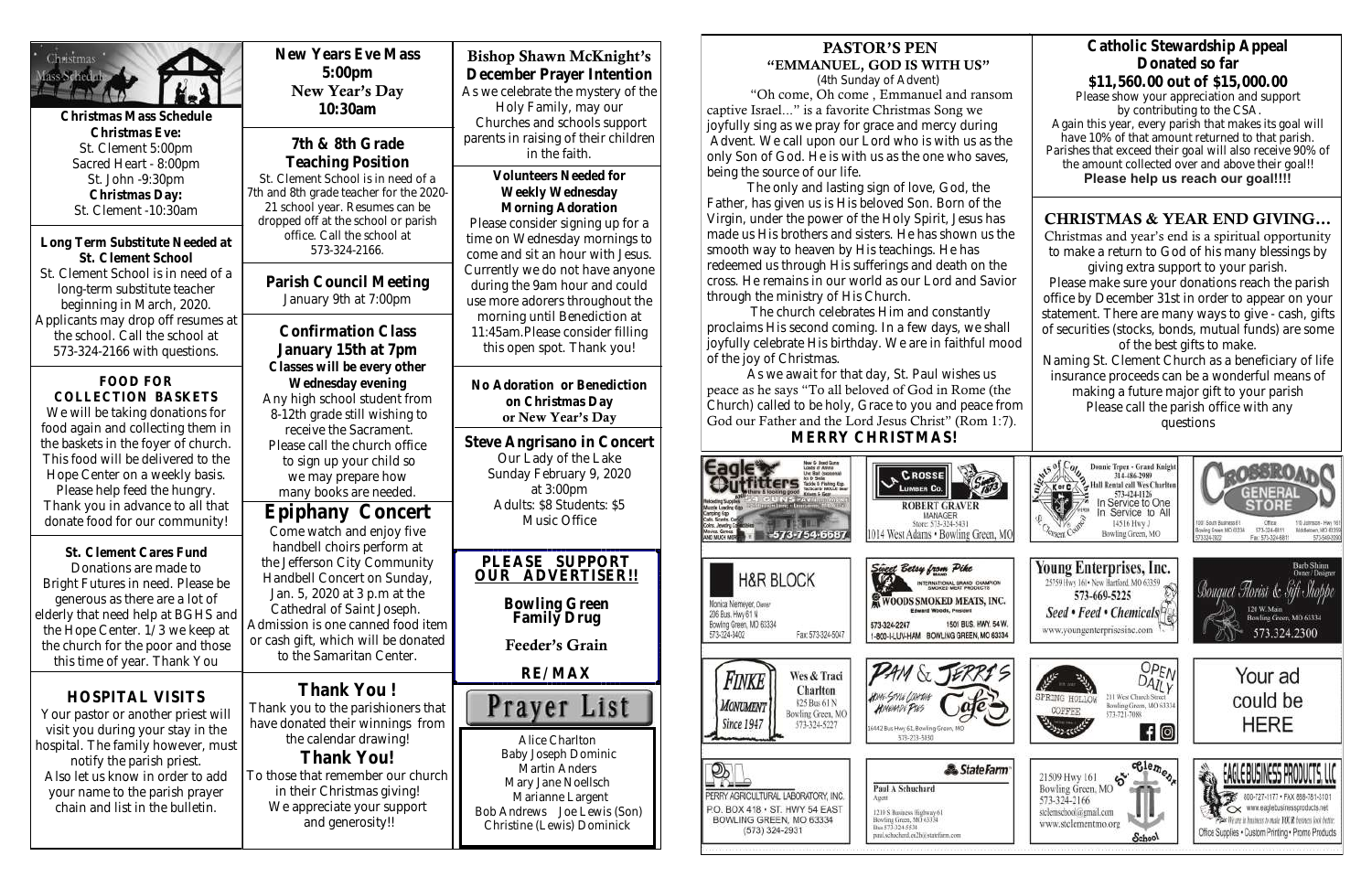Christmas Mass Schedule

**Christmas Mass Schedule**

**Christmas Eve:**
St. Clement 5:00pm
Sacred Heart - 8:00pm
St. John -9:30pm

**Christmas Day:**
St. Clement -10:30am

**Long Term Substitute Needed at St. Clement School**

St. Clement School is in need of a long-term substitute teacher beginning in March, 2020. Applicants may drop off resumes at the school. Call the school at 573-324-2166 with questions.

**FOOD FOR COLLECTION BASKETS**

We will be taking donations for food again and collecting them in the baskets in the foyer of church. This food will be delivered to the Hope Center on a weekly basis. Please help feed the hungry. Thank you in advance to all that donate food for our community!

**St. Clement Cares Fund**

Donations are made to Bright Futures in need. Please be generous as there are a lot of elderly that need help at BGHS and the Hope Center. 1/3 we keep at the church for the poor and those this time of year. Thank You

**HOSPITAL VISITS**

Your pastor or another priest will visit you during your stay in the hospital. The family however, must notify the parish priest. Also let us know in order to add your name to the parish prayer chain and list in the bulletin.

**New Years Eve Mass**
**5:00pm**
**New Year's Day**
**10:30am**

**7th & 8th Grade Teaching Position**

St. Clement School is in need of a 7th and 8th grade teacher for the 2020-21 school year. Resumes can be dropped off at the school or parish office. Call the school at 573-324-2166.

**Parish Council Meeting**
January 9th at 7:00pm

**Confirmation Class**
**January 15th at 7pm**
**Classes will be every other Wednesday evening**

Any high school student from 8-12th grade still wishing to receive the Sacrament. Please call the church office to sign up your child so we may prepare how many books are needed.

**Epiphany Concert**

Come watch and enjoy five handbell choirs perform at the Jefferson City Community Handbell Concert on Sunday, Jan. 5, 2020 at 3 p.m. at the Cathedral of Saint Joseph. Admission is one canned food item or cash gift, which will be donated to the Samaritan Center.

**Thank You !**

Thank you to the parishioners that have donated their winnings from the calendar drawing!

**Thank You!**

To those that remember our church in their Christmas giving! We appreciate your support and generosity!!

**Bishop Shawn McKnight's December Prayer Intention**

As we celebrate the mystery of the Holy Family, may our Churches and schools support parents in raising of their children in the faith.

**Volunteers Needed for Weekly Wednesday Morning Adoration**

Please consider signing up for a time on Wednesday mornings to come and sit an hour with Jesus. Currently we do not have anyone during the 9am hour and could use more adorers throughout the morning until Benediction at 11:45am.Please consider filling this open spot. Thank you!

**No Adoration or Benediction on Christmas Day or New Year's Day**

**Steve Angrisano in Concert**

Our Lady of the Lake
Sunday February 9, 2020
at 3:00pm
Adults: $8 Students: $5
Music Office

**PLEASE SUPPORT OUR ADVERTISER!!**

**Bowling Green Family Drug**

**Feeder's Grain**

**RE/MAX**

**Prayer List**

Alice Charlton
Baby Joseph Dominic
Martin Anders
Mary Jane Noellsch
Marianne Largent
Bob Andrews Joe Lewis (Son)
Christine (Lewis) Dominick

## PASTOR'S PEN
### "EMMANUEL, GOD IS WITH US"
(4th Sunday of Advent)

"Oh come, Oh come , Emmanuel and ransom captive Israel..." is a favorite Christmas Song we joyfully sing as we pray for grace and mercy during Advent. We call upon our Lord who is with us as the only Son of God. He is with us as the one who saves, being the source of our life.

The only and lasting sign of love, God, the Father, has given us is His beloved Son. Born of the Virgin, under the power of the Holy Spirit, Jesus has made us His brothers and sisters. He has shown us the smooth way to heaven by His teachings. He has redeemed us through His sufferings and death on the cross. He remains in our world as our Lord and Savior through the ministry of His Church.

The church celebrates Him and constantly proclaims His second coming. In a few days, we shall joyfully celebrate His birthday. We are in faithful mood of the joy of Christmas.

As we await for that day, St. Paul wishes us peace as he says "To all beloved of God in Rome (the Church) called to be holy, Grace to you and peace from God our Father and the Lord Jesus Christ" (Rom 1:7).

**MERRY CHRISTMAS!**

**Catholic Stewardship Appeal**
**Donated so far**
**$11,560.00 out of $15,000.00**

Please show your appreciation and support by contributing to the CSA.
Again this year, every parish that makes its goal will have 10% of that amount returned to that parish. Parishes that exceed their goal will also receive 90% of the amount collected over and above their goal!!
**Please help us reach our goal!!!!**

## CHRISTMAS & YEAR END GIVING...

Christmas and year's end is a spiritual opportunity to make a return to God of his many blessings by giving extra support to your parish.
Please make sure your donations reach the parish office by December 31st in order to appear on your statement. There are many ways to give - cash, gifts of securities (stocks, bonds, mutual funds) are some of the best gifts to make.
Naming St. Clement Church as a beneficiary of life insurance proceeds can be a wonderful means of making a future major gift to your parish
Please call the parish office with any questions

Eagle Outfitters — 573-754-6687

Crosse Lumber Co. — Robert Graver, Manager — Store: 573-324-5431 — 1014 West Adams • Bowling Green, MO

Knights of Columbus — Donnie Tepen - Grand Knight 314-486-2990 — Hall Rental call Wes Charlton 573-424-1126 — In Service to One In Service to All — 14516 Hwy J Bowling Green, MO

Crossroads General Store — 1301 South Business 61, Bowling Green MO 63334 — 573-324-3922 — Office 573-324-6811 — Fax: 573-324-6811 — 110 Johnson - Hwy 161 Middletown, MO 63359 — 573-549-2090

H&R Block — Monica Niemeyer, Owner — 206 Bus. Hwy 61 N Bowling Green, MO 63334 — 573-324-3402 — Fax: 573-324-5047

Sweet Betsy from Pike — International Grand Champion Smoked Meat Products — Woods Smoked Meats, Inc. — Edward Woods, President — 573-324-2247 — 1501 Bus. Hwy. 54 W. — 1-800-I-LUV-HAM Bowling Green, MO 63334

Young Enterprises, Inc. — 25759 Hwy 161 • New Hartford, MO 63359 — 573-669-5225 — Seed • Feed • Chemicals — www.youngenterprisesinc.com

Bouquet Florist & Gift Shoppe — Barb Shaw Owner / Designer — 121 W. Main Bowling Green, MO 63334 — 573.324.2300

Finke Monument — Since 1947 — Wes & Traci Charlton — 825 Bus 61 N Bowling Green, MO — 573-324-5227

Pam & Jerri's Cafe — Home-Style Cooking Homemade Pies — 14442 Bus Hwy 61, Bowling Green, MO — 573-213-3030

Spring Hollow Coffee — Open Daily — 211 West Church Street Bowling Green, MO 63334 — 573-721-7088

Your ad could be HERE

Perry Agricultural Laboratory, Inc. — P.O. Box 418 • St. Hwy 54 East Bowling Green, MO 63334 — (573) 324-2931

State Farm — Paul A Schuchard, Agent — 1210 S Business Highway 61 Bowling Green, MO 63334 — Bus 573 324 5834 — paul.schuchard.cs2h@statefarm.com

St. Clement School — 21509 Hwy 161 Bowling Green, MO — 573-324-2166 — stclemschool@gmail.com — www.stclementmo.org

Eagle Business Products, LLC — 800-727-1177 • FAX 888-781-3101 — www.eaglebusinessproducts.net — We are in business to make YOUR business look better. — Office Supplies • Custom Printing • Promo Products